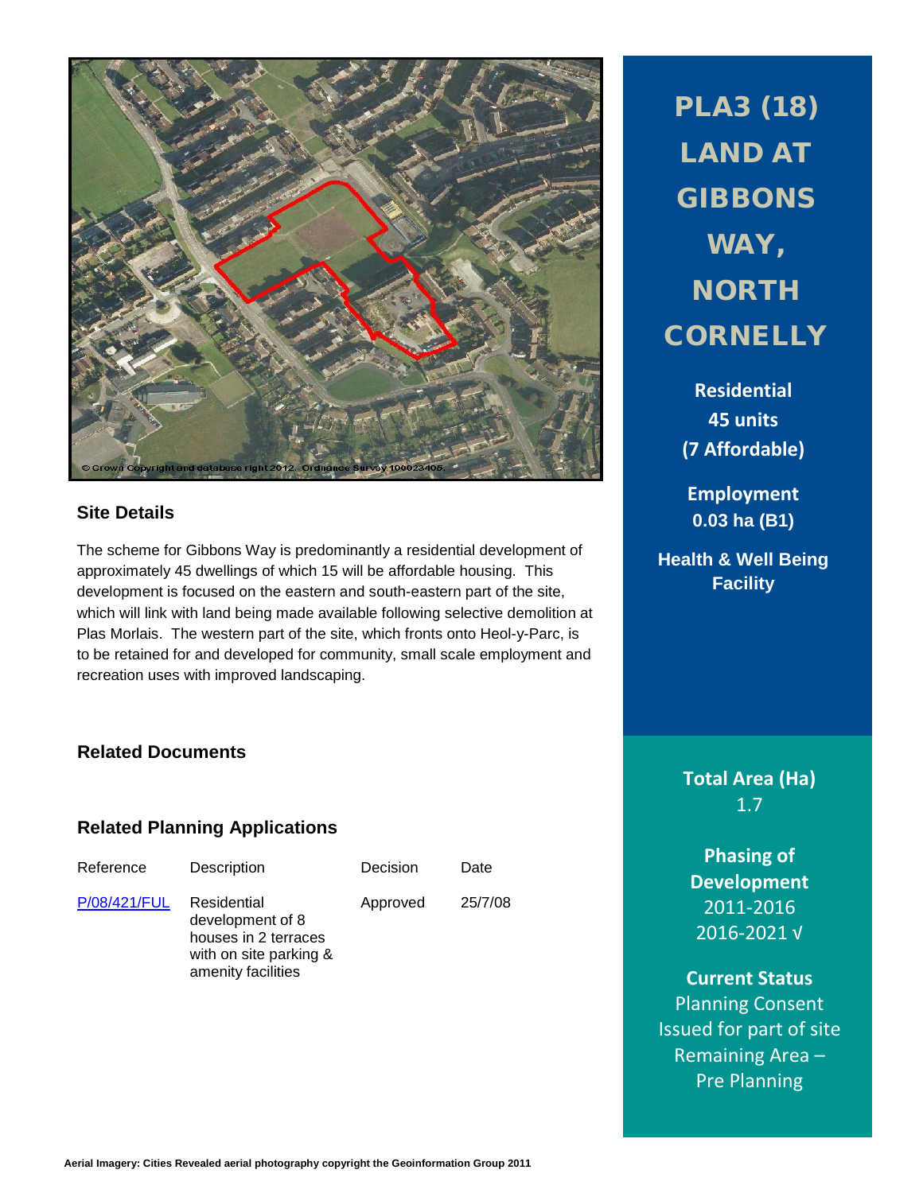# PLA3 (18) LAND AT GIBBONS WAY, NORTH CORNELLY

**Residential**
**45 units**
**(7 Affordable)**

**Employment**
**0.03 ha (B1)**

**Health & Well Being Facility**

**Total Area (Ha)**
1.7

**Phasing of Development**
2011-2016
2016-2021 √

**Current Status**
Planning Consent Issued for part of site
Remaining Area – Pre Planning

## Site Details

The scheme for Gibbons Way is predominantly a residential development of approximately 45 dwellings of which 15 will be affordable housing. This development is focused on the eastern and south-eastern part of the site, which will link with land being made available following selective demolition at Plas Morlais. The western part of the site, which fronts onto Heol-y-Parc, is to be retained for and developed for community, small scale employment and recreation uses with improved landscaping.

## Related Documents

## Related Planning Applications

| Reference | Description | Decision | Date |
|---|---|---|---|
| P/08/421/FUL | Residential development of 8 houses in 2 terraces with on site parking & amenity facilities | Approved | 25/7/08 |

Aerial Imagery: Cities Revealed aerial photography copyright the Geoinformation Group 2011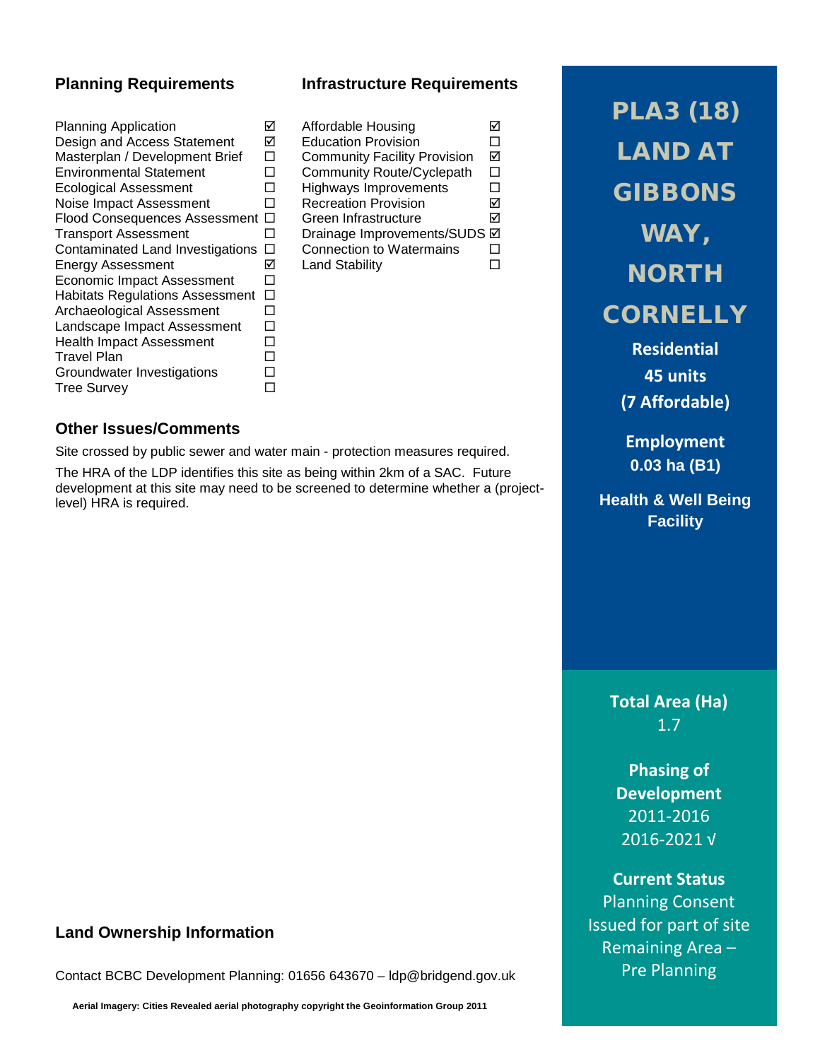## Planning Requirements

| | |
|---|---|
| Planning Application | ☑ |
| Design and Access Statement | ☑ |
| Masterplan / Development Brief | ☐ |
| Environmental Statement | ☐ |
| Ecological Assessment | ☐ |
| Noise Impact Assessment | ☐ |
| Flood Consequences Assessment | ☐ |
| Transport Assessment | ☐ |
| Contaminated Land Investigations | ☐ |
| Energy Assessment | ☑ |
| Economic Impact Assessment | ☐ |
| Habitats Regulations Assessment | ☐ |
| Archaeological Assessment | ☐ |
| Landscape Impact Assessment | ☐ |
| Health Impact Assessment | ☐ |
| Travel Plan | ☐ |
| Groundwater Investigations | ☐ |
| Tree Survey | ☐ |

## Infrastructure Requirements

| | |
|---|---|
| Affordable Housing | ☑ |
| Education Provision | ☐ |
| Community Facility Provision | ☑ |
| Community Route/Cyclepath | ☐ |
| Highways Improvements | ☐ |
| Recreation Provision | ☑ |
| Green Infrastructure | ☑ |
| Drainage Improvements/SUDS | ☑ |
| Connection to Watermains | ☐ |
| Land Stability | ☐ |

## Other Issues/Comments

Site crossed by public sewer and water main - protection measures required.

The HRA of the LDP identifies this site as being within 2km of a SAC. Future development at this site may need to be screened to determine whether a (project-level) HRA is required.

## Land Ownership Information

Contact BCBC Development Planning: 01656 643670 – ldp@bridgend.gov.uk

**Aerial Imagery: Cities Revealed aerial photography copyright the Geoinformation Group 2011**

# PLA3 (18) LAND AT GIBBONS WAY, NORTH CORNELLY

**Residential**
**45 units**
**(7 Affordable)**

**Employment**
**0.03 ha (B1)**

**Health & Well Being Facility**

**Total Area (Ha)**
1.7

**Phasing of Development**
2011-2016
2016-2021 √

**Current Status**
Planning Consent Issued for part of site
Remaining Area – Pre Planning